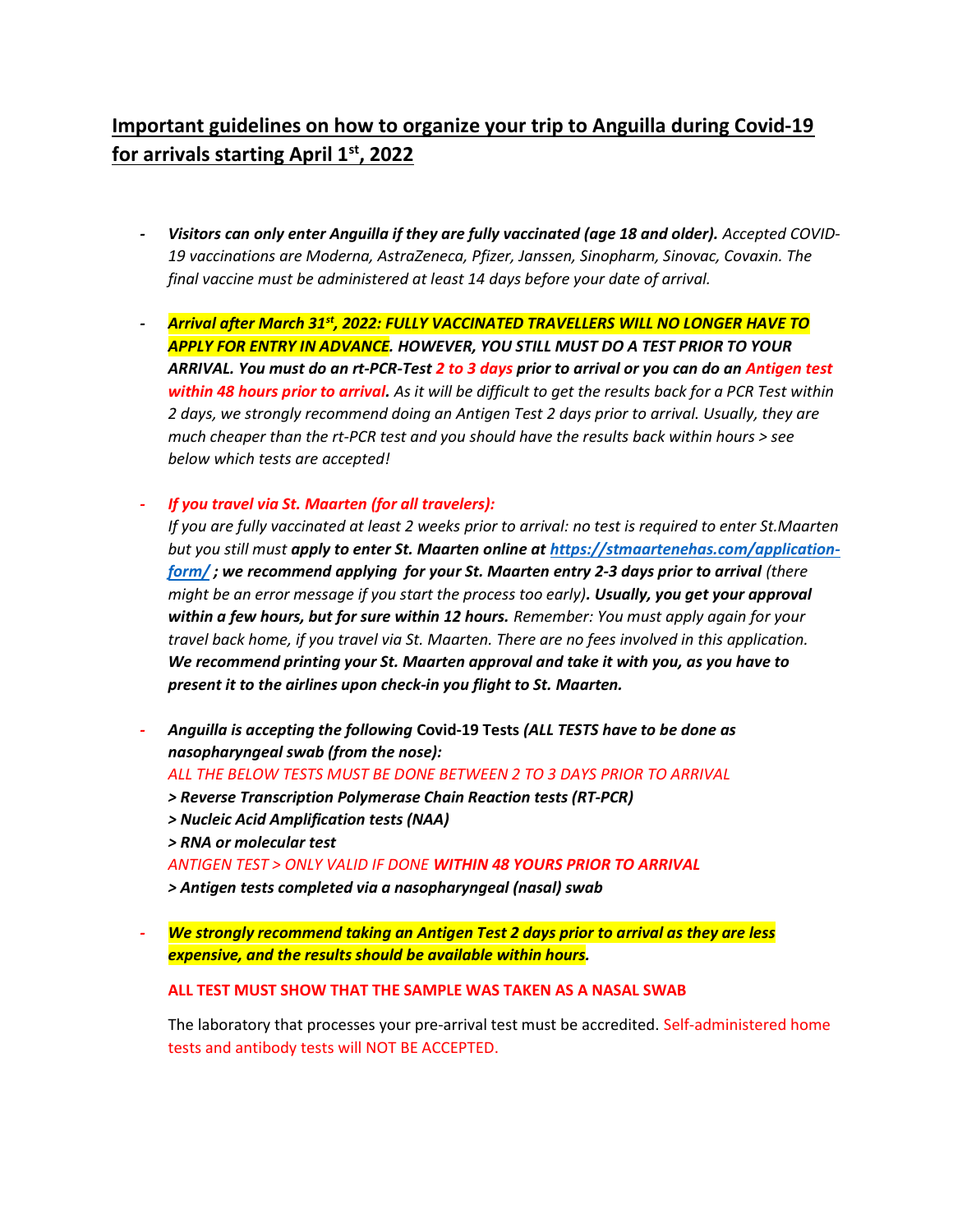# Important guidelines on how to organize your trip to Anguilla during Covid-19 for arrivals starting April 1st, 2022

- ***Visitors can only enter Anguilla if they are fully vaccinated (age 18 and older).*** *Accepted COVID-19 vaccinations are Moderna, AstraZeneca, Pfizer, Janssen, Sinopharm, Sinovac, Covaxin. The final vaccine must be administered at least 14 days before your date of arrival.*

- ***Arrival after March 31st, 2022: FULLY VACCINATED TRAVELLERS WILL NO LONGER HAVE TO APPLY FOR ENTRY IN ADVANCE. HOWEVER, YOU STILL MUST DO A TEST PRIOR TO YOUR ARRIVAL. You must do an rt-PCR-Test 2 to 3 days prior to arrival or you can do an Antigen test within 48 hours prior to arrival.*** *As it will be difficult to get the results back for a PCR Test within 2 days, we strongly recommend doing an Antigen Test 2 days prior to arrival. Usually, they are much cheaper than the rt-PCR test and you should have the results back within hours > see below which tests are accepted!*

- ***If you travel via St. Maarten (for all travelers):***
  *If you are fully vaccinated at least 2 weeks prior to arrival: no test is required to enter St.Maarten but you still must* ***apply to enter St. Maarten online at [https://stmaartenehas.com/application-form/](https://stmaartenehas.com/application-form/) ; we recommend applying for your St. Maarten entry 2-3 days prior to arrival*** *(there might be an error message if you start the process too early)****. Usually, you get your approval within a few hours, but for sure within 12 hours.*** *Remember: You must apply again for your travel back home, if you travel via St. Maarten. There are no fees involved in this application.* ***We recommend printing your St. Maarten approval and take it with you, as you have to present it to the airlines upon check-in you flight to St. Maarten.***

- ***Anguilla is accepting the following* Covid-19 Tests *(ALL TESTS have to be done as nasopharyngeal swab (from the nose):***
  *ALL THE BELOW TESTS MUST BE DONE BETWEEN 2 TO 3 DAYS PRIOR TO ARRIVAL*
  ***> Reverse Transcription Polymerase Chain Reaction tests (RT-PCR)***
  ***> Nucleic Acid Amplification tests (NAA)***
  ***> RNA or molecular test***
  *ANTIGEN TEST > ONLY VALID IF DONE* ***WITHIN 48 YOURS PRIOR TO ARRIVAL***
  ***> Antigen tests completed via a nasopharyngeal (nasal) swab***

- ***We strongly recommend taking an Antigen Test 2 days prior to arrival as they are less expensive, and the results should be available within hours.***

  **ALL TEST MUST SHOW THAT THE SAMPLE WAS TAKEN AS A NASAL SWAB**

  The laboratory that processes your pre-arrival test must be accredited. Self-administered home tests and antibody tests will NOT BE ACCEPTED.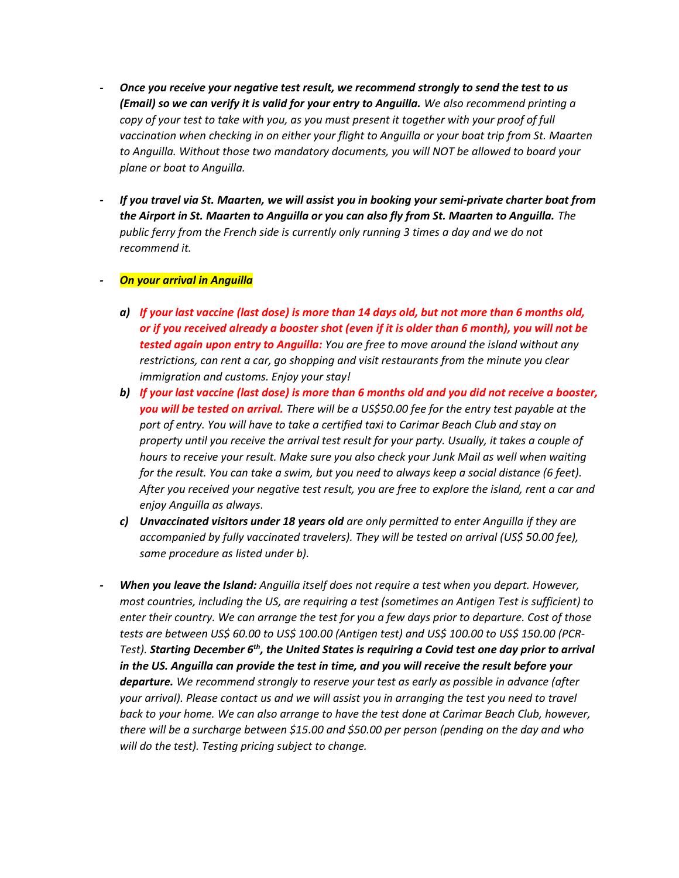- ***Once you receive your negative test result, we recommend strongly to send the test to us (Email) so we can verify it is valid for your entry to Anguilla.*** *We also recommend printing a copy of your test to take with you, as you must present it together with your proof of full vaccination when checking in on either your flight to Anguilla or your boat trip from St. Maarten to Anguilla. Without those two mandatory documents, you will NOT be allowed to board your plane or boat to Anguilla.*

- ***If you travel via St. Maarten, we will assist you in booking your semi-private charter boat from the Airport in St. Maarten to Anguilla or you can also fly from St. Maarten to Anguilla.*** *The public ferry from the French side is currently only running 3 times a day and we do not recommend it.*

- ***On your arrival in Anguilla***

  a) ***If your last vaccine (last dose) is more than 14 days old, but not more than 6 months old, or if you received already a booster shot (even if it is older than 6 month), you will not be tested again upon entry to Anguilla:*** *You are free to move around the island without any restrictions, can rent a car, go shopping and visit restaurants from the minute you clear immigration and customs. Enjoy your stay!*

  b) ***If your last vaccine (last dose) is more than 6 months old and you did not receive a booster, you will be tested on arrival.*** *There will be a US$50.00 fee for the entry test payable at the port of entry. You will have to take a certified taxi to Carimar Beach Club and stay on property until you receive the arrival test result for your party. Usually, it takes a couple of hours to receive your result. Make sure you also check your Junk Mail as well when waiting for the result. You can take a swim, but you need to always keep a social distance (6 feet). After you received your negative test result, you are free to explore the island, rent a car and enjoy Anguilla as always.*

  c) ***Unvaccinated visitors under 18 years old*** *are only permitted to enter Anguilla if they are accompanied by fully vaccinated travelers). They will be tested on arrival (US$ 50.00 fee), same procedure as listed under b).*

- ***When you leave the Island:*** *Anguilla itself does not require a test when you depart. However, most countries, including the US, are requiring a test (sometimes an Antigen Test is sufficient) to enter their country. We can arrange the test for you a few days prior to departure. Cost of those tests are between US$ 60.00 to US$ 100.00 (Antigen test) and US$ 100.00 to US$ 150.00 (PCR-Test).* ***Starting December 6th, the United States is requiring a Covid test one day prior to arrival in the US. Anguilla can provide the test in time, and you will receive the result before your departure.*** *We recommend strongly to reserve your test as early as possible in advance (after your arrival). Please contact us and we will assist you in arranging the test you need to travel back to your home. We can also arrange to have the test done at Carimar Beach Club, however, there will be a surcharge between $15.00 and $50.00 per person (pending on the day and who will do the test). Testing pricing subject to change.*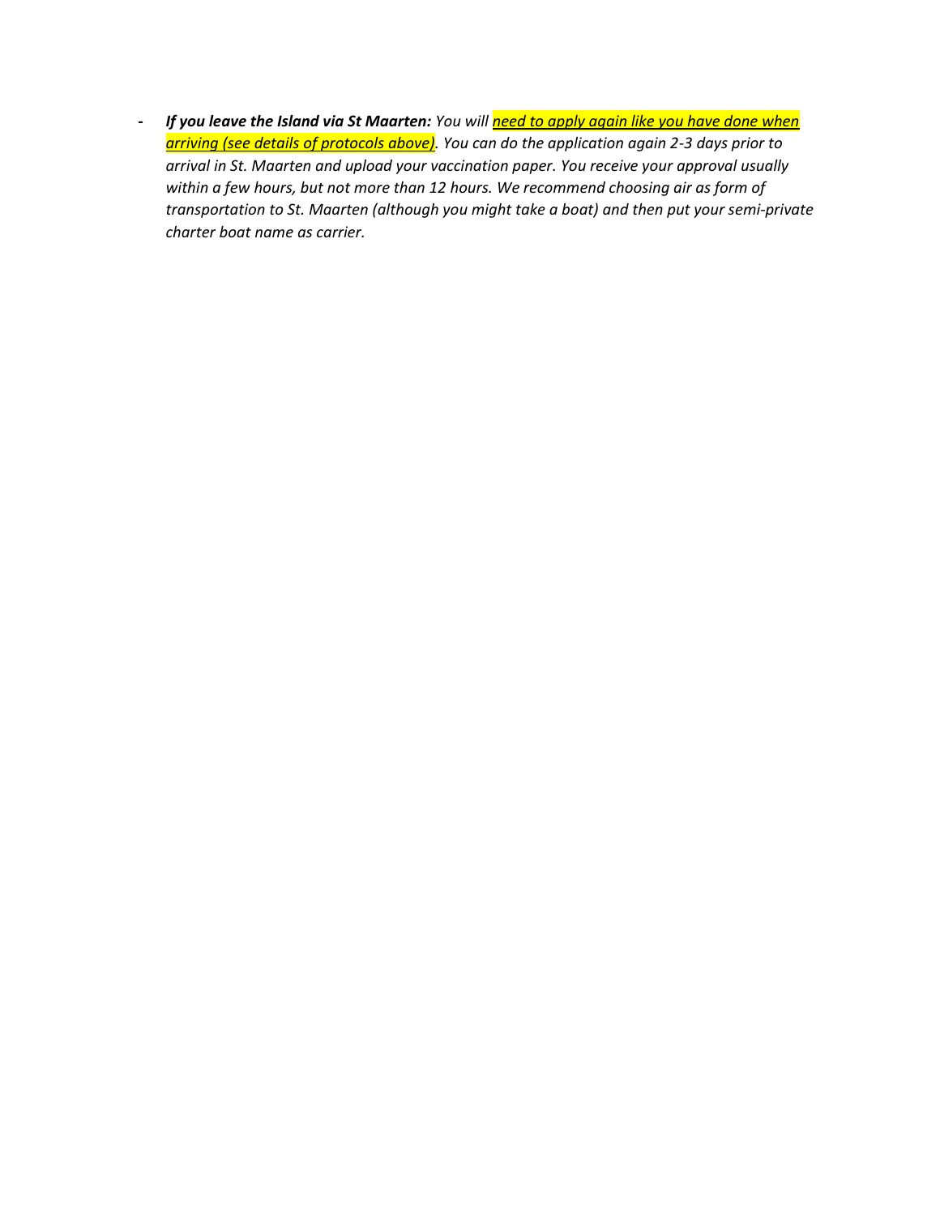- ***If you leave the Island via St Maarten:*** *You will need to apply again like you have done when arriving (see details of protocols above). You can do the application again 2-3 days prior to arrival in St. Maarten and upload your vaccination paper. You receive your approval usually within a few hours, but not more than 12 hours. We recommend choosing air as form of transportation to St. Maarten (although you might take a boat) and then put your semi-private charter boat name as carrier.*